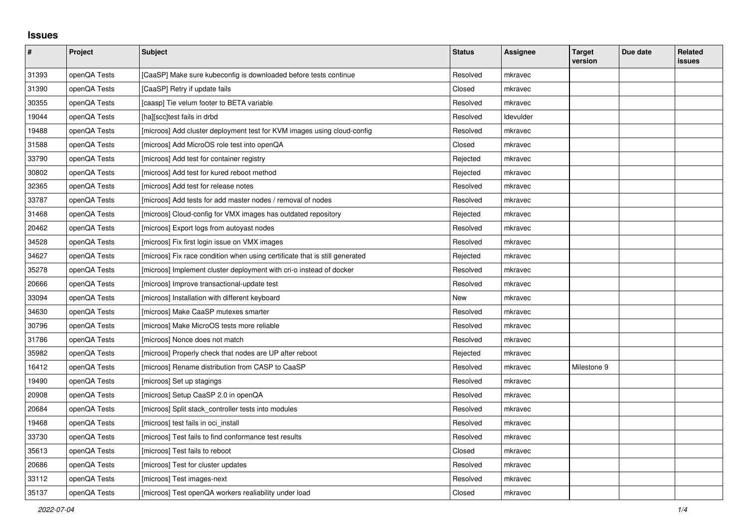## Issues

| # | Project | Subject | Status | Assignee | Target version | Due date | Related issues |
|---|---|---|---|---|---|---|---|
| 31393 | openQA Tests | [CaaSP] Make sure kubeconfig is downloaded before tests continue | Resolved | mkravec | | | |
| 31390 | openQA Tests | [CaaSP] Retry if update fails | Closed | mkravec | | | |
| 30355 | openQA Tests | [caasp] Tie velum footer to BETA variable | Resolved | mkravec | | | |
| 19044 | openQA Tests | [ha][scc]test fails in drbd | Resolved | ldevulder | | | |
| 19488 | openQA Tests | [microos] Add cluster deployment test for KVM images using cloud-config | Resolved | mkravec | | | |
| 31588 | openQA Tests | [microos] Add MicroOS role test into openQA | Closed | mkravec | | | |
| 33790 | openQA Tests | [microos] Add test for container registry | Rejected | mkravec | | | |
| 30802 | openQA Tests | [microos] Add test for kured reboot method | Rejected | mkravec | | | |
| 32365 | openQA Tests | [microos] Add test for release notes | Resolved | mkravec | | | |
| 33787 | openQA Tests | [microos] Add tests for add master nodes / removal of nodes | Resolved | mkravec | | | |
| 31468 | openQA Tests | [microos] Cloud-config for VMX images has outdated repository | Rejected | mkravec | | | |
| 20462 | openQA Tests | [microos] Export logs from autoyast nodes | Resolved | mkravec | | | |
| 34528 | openQA Tests | [microos] Fix first login issue on VMX images | Resolved | mkravec | | | |
| 34627 | openQA Tests | [microos] Fix race condition when using certificate that is still generated | Rejected | mkravec | | | |
| 35278 | openQA Tests | [microos] Implement cluster deployment with cri-o instead of docker | Resolved | mkravec | | | |
| 20666 | openQA Tests | [microos] Improve transactional-update test | Resolved | mkravec | | | |
| 33094 | openQA Tests | [microos] Installation with different keyboard | New | mkravec | | | |
| 34630 | openQA Tests | [microos] Make CaaSP mutexes smarter | Resolved | mkravec | | | |
| 30796 | openQA Tests | [microos] Make MicroOS tests more reliable | Resolved | mkravec | | | |
| 31786 | openQA Tests | [microos] Nonce does not match | Resolved | mkravec | | | |
| 35982 | openQA Tests | [microos] Properly check that nodes are UP after reboot | Rejected | mkravec | | | |
| 16412 | openQA Tests | [microos] Rename distribution from CASP to CaaSP | Resolved | mkravec | Milestone 9 | | |
| 19490 | openQA Tests | [microos] Set up stagings | Resolved | mkravec | | | |
| 20908 | openQA Tests | [microos] Setup CaaSP 2.0 in openQA | Resolved | mkravec | | | |
| 20684 | openQA Tests | [microos] Split stack_controller tests into modules | Resolved | mkravec | | | |
| 19468 | openQA Tests | [microos] test fails in oci_install | Resolved | mkravec | | | |
| 33730 | openQA Tests | [microos] Test fails to find conformance test results | Resolved | mkravec | | | |
| 35613 | openQA Tests | [microos] Test fails to reboot | Closed | mkravec | | | |
| 20686 | openQA Tests | [microos] Test for cluster updates | Resolved | mkravec | | | |
| 33112 | openQA Tests | [microos] Test images-next | Resolved | mkravec | | | |
| 35137 | openQA Tests | [microos] Test openQA workers realiability under load | Closed | mkravec | | | |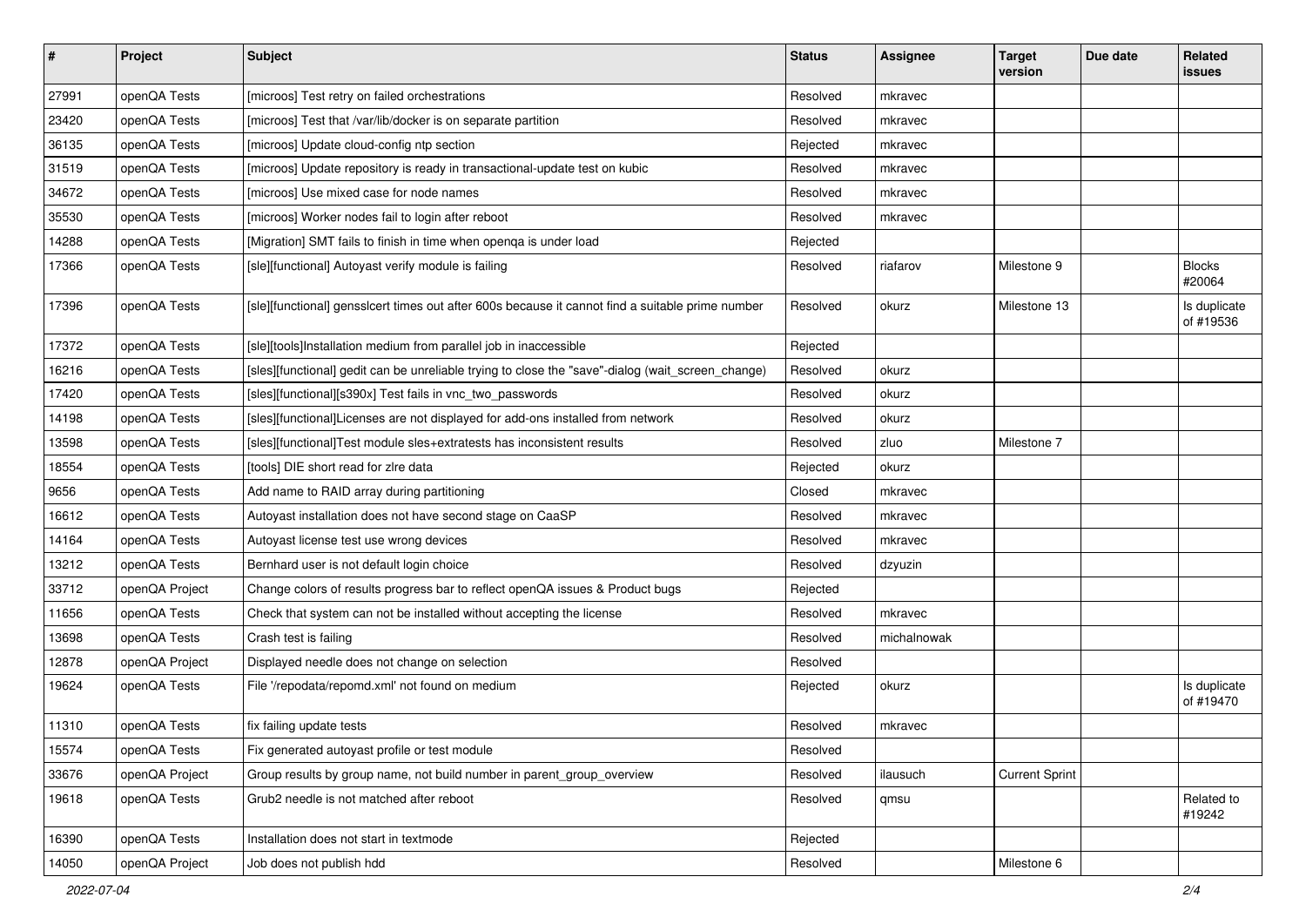| # | Project | Subject | Status | Assignee | Target version | Due date | Related issues |
|---|---|---|---|---|---|---|---|
| 27991 | openQA Tests | [microos] Test retry on failed orchestrations | Resolved | mkravec | | | |
| 23420 | openQA Tests | [microos] Test that /var/lib/docker is on separate partition | Resolved | mkravec | | | |
| 36135 | openQA Tests | [microos] Update cloud-config ntp section | Rejected | mkravec | | | |
| 31519 | openQA Tests | [microos] Update repository is ready in transactional-update test on kubic | Resolved | mkravec | | | |
| 34672 | openQA Tests | [microos] Use mixed case for node names | Resolved | mkravec | | | |
| 35530 | openQA Tests | [microos] Worker nodes fail to login after reboot | Resolved | mkravec | | | |
| 14288 | openQA Tests | [Migration] SMT fails to finish in time when openqa is under load | Rejected | | | | |
| 17366 | openQA Tests | [sle][functional] Autoyast verify module is failing | Resolved | riafarov | Milestone 9 | | Blocks #20064 |
| 17396 | openQA Tests | [sle][functional] gensslcert times out after 600s because it cannot find a suitable prime number | Resolved | okurz | Milestone 13 | | Is duplicate of #19536 |
| 17372 | openQA Tests | [sle][tools]Installation medium from parallel job in inaccessible | Rejected | | | | |
| 16216 | openQA Tests | [sles][functional] gedit can be unreliable trying to close the "save"-dialog (wait_screen_change) | Resolved | okurz | | | |
| 17420 | openQA Tests | [sles][functional][s390x] Test fails in vnc_two_passwords | Resolved | okurz | | | |
| 14198 | openQA Tests | [sles][functional]Licenses are not displayed for add-ons installed from network | Resolved | okurz | | | |
| 13598 | openQA Tests | [sles][functional]Test module sles+extratests has inconsistent results | Resolved | zluo | Milestone 7 | | |
| 18554 | openQA Tests | [tools] DIE short read for zlre data | Rejected | okurz | | | |
| 9656 | openQA Tests | Add name to RAID array during partitioning | Closed | mkravec | | | |
| 16612 | openQA Tests | Autoyast installation does not have second stage on CaaSP | Resolved | mkravec | | | |
| 14164 | openQA Tests | Autoyast license test use wrong devices | Resolved | mkravec | | | |
| 13212 | openQA Tests | Bernhard user is not default login choice | Resolved | dzyuzin | | | |
| 33712 | openQA Project | Change colors of results progress bar to reflect openQA issues & Product bugs | Rejected | | | | |
| 11656 | openQA Tests | Check that system can not be installed without accepting the license | Resolved | mkravec | | | |
| 13698 | openQA Tests | Crash test is failing | Resolved | michalnowak | | | |
| 12878 | openQA Project | Displayed needle does not change on selection | Resolved | | | | |
| 19624 | openQA Tests | File '/repodata/repomd.xml' not found on medium | Rejected | okurz | | | Is duplicate of #19470 |
| 11310 | openQA Tests | fix failing update tests | Resolved | mkravec | | | |
| 15574 | openQA Tests | Fix generated autoyast profile or test module | Resolved | | | | |
| 33676 | openQA Project | Group results by group name, not build number in parent_group_overview | Resolved | ilausuch | Current Sprint | | |
| 19618 | openQA Tests | Grub2 needle is not matched after reboot | Resolved | qmsu | | | Related to #19242 |
| 16390 | openQA Tests | Installation does not start in textmode | Rejected | | | | |
| 14050 | openQA Project | Job does not publish hdd | Resolved | | Milestone 6 | | |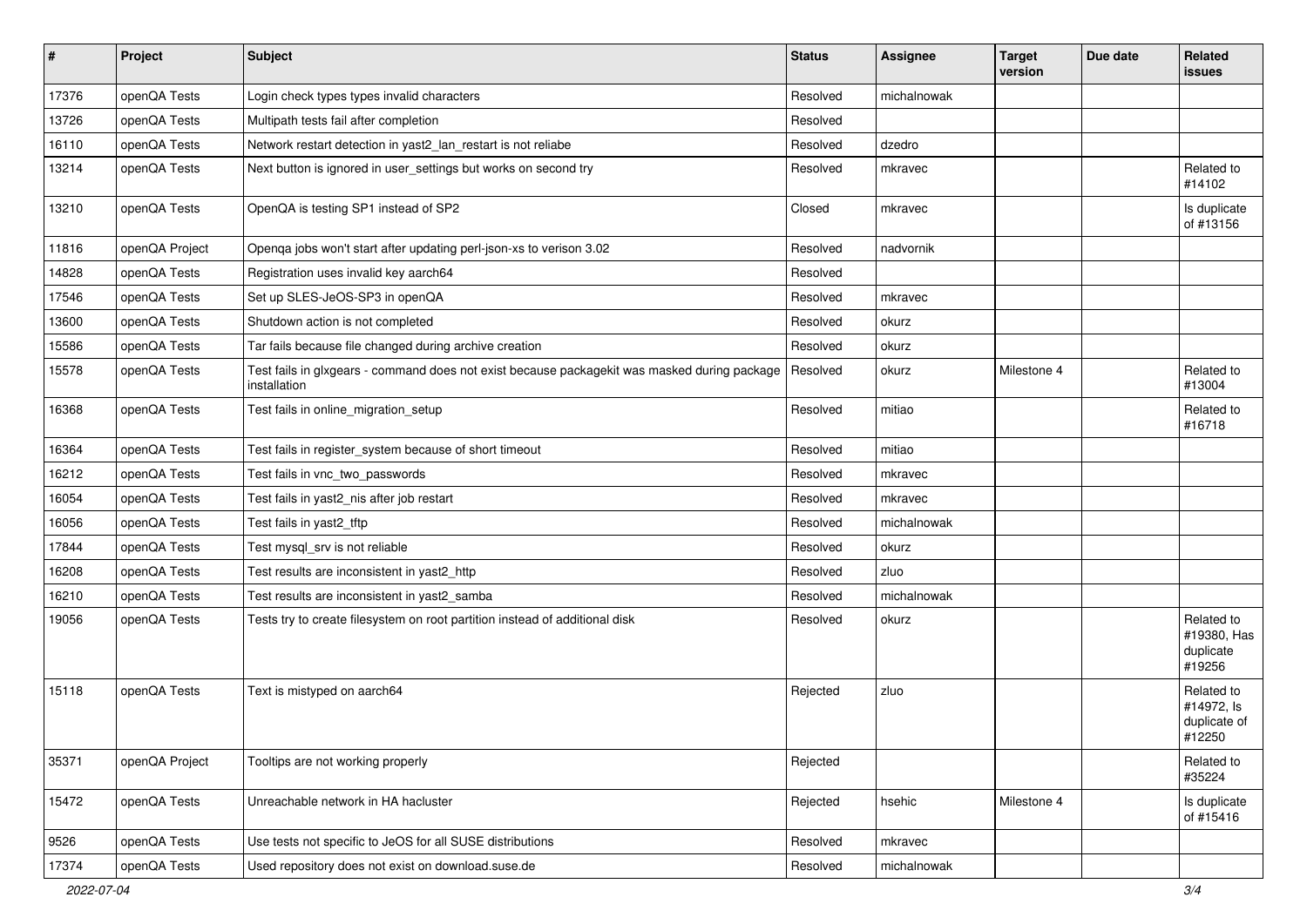| # | Project | Subject | Status | Assignee | Target version | Due date | Related issues |
|---|---|---|---|---|---|---|---|
| 17376 | openQA Tests | Login check types types invalid characters | Resolved | michalnowak | | | |
| 13726 | openQA Tests | Multipath tests fail after completion | Resolved | | | | |
| 16110 | openQA Tests | Network restart detection in yast2_lan_restart is not reliabe | Resolved | dzedro | | | |
| 13214 | openQA Tests | Next button is ignored in user_settings but works on second try | Resolved | mkravec | | | Related to #14102 |
| 13210 | openQA Tests | OpenQA is testing SP1 instead of SP2 | Closed | mkravec | | | Is duplicate of #13156 |
| 11816 | openQA Project | Openqa jobs won't start after updating perl-json-xs to verison 3.02 | Resolved | nadvornik | | | |
| 14828 | openQA Tests | Registration uses invalid key aarch64 | Resolved | | | | |
| 17546 | openQA Tests | Set up SLES-JeOS-SP3 in openQA | Resolved | mkravec | | | |
| 13600 | openQA Tests | Shutdown action is not completed | Resolved | okurz | | | |
| 15586 | openQA Tests | Tar fails because file changed during archive creation | Resolved | okurz | | | |
| 15578 | openQA Tests | Test fails in glxgears - command does not exist because packagekit was masked during package installation | Resolved | okurz | Milestone 4 | | Related to #13004 |
| 16368 | openQA Tests | Test fails in online_migration_setup | Resolved | mitiao | | | Related to #16718 |
| 16364 | openQA Tests | Test fails in register_system because of short timeout | Resolved | mitiao | | | |
| 16212 | openQA Tests | Test fails in vnc_two_passwords | Resolved | mkravec | | | |
| 16054 | openQA Tests | Test fails in yast2_nis after job restart | Resolved | mkravec | | | |
| 16056 | openQA Tests | Test fails in yast2_tftp | Resolved | michalnowak | | | |
| 17844 | openQA Tests | Test mysql_srv is not reliable | Resolved | okurz | | | |
| 16208 | openQA Tests | Test results are inconsistent in yast2_http | Resolved | zluo | | | |
| 16210 | openQA Tests | Test results are inconsistent in yast2_samba | Resolved | michalnowak | | | |
| 19056 | openQA Tests | Tests try to create filesystem on root partition instead of additional disk | Resolved | okurz | | | Related to #19380, Has duplicate #19256 |
| 15118 | openQA Tests | Text is mistyped on aarch64 | Rejected | zluo | | | Related to #14972, Is duplicate of #12250 |
| 35371 | openQA Project | Tooltips are not working properly | Rejected | | | | Related to #35224 |
| 15472 | openQA Tests | Unreachable network in HA hacluster | Rejected | hsehic | Milestone 4 | | Is duplicate of #15416 |
| 9526 | openQA Tests | Use tests not specific to JeOS for all SUSE distributions | Resolved | mkravec | | | |
| 17374 | openQA Tests | Used repository does not exist on download.suse.de | Resolved | michalnowak | | | |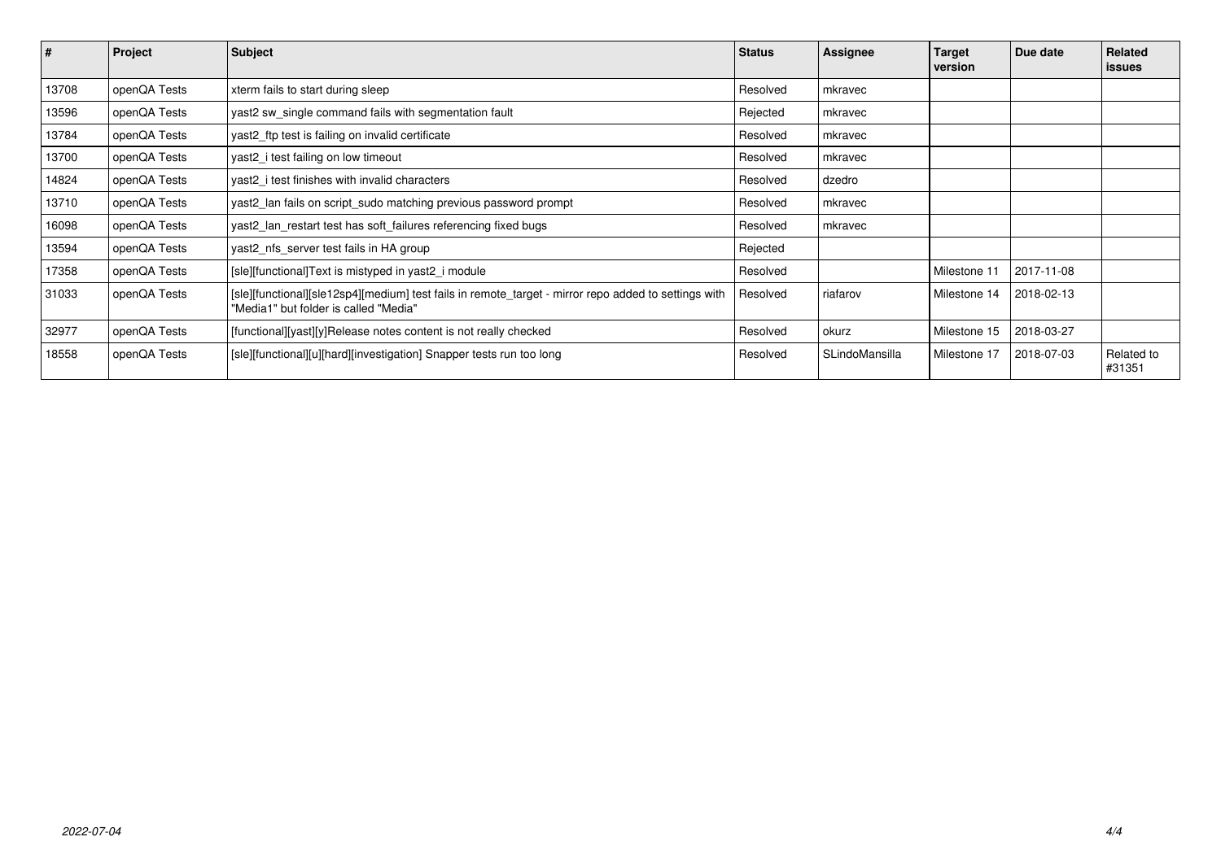| # | Project | Subject | Status | Assignee | Target version | Due date | Related issues |
|---|---|---|---|---|---|---|---|
| 13708 | openQA Tests | xterm fails to start during sleep | Resolved | mkravec | | | |
| 13596 | openQA Tests | yast2 sw_single command fails with segmentation fault | Rejected | mkravec | | | |
| 13784 | openQA Tests | yast2_ftp test is failing on invalid certificate | Resolved | mkravec | | | |
| 13700 | openQA Tests | yast2_i test failing on low timeout | Resolved | mkravec | | | |
| 14824 | openQA Tests | yast2_i test finishes with invalid characters | Resolved | dzedro | | | |
| 13710 | openQA Tests | yast2_lan fails on script_sudo matching previous password prompt | Resolved | mkravec | | | |
| 16098 | openQA Tests | yast2_lan_restart test has soft_failures referencing fixed bugs | Resolved | mkravec | | | |
| 13594 | openQA Tests | yast2_nfs_server test fails in HA group | Rejected | | | | |
| 17358 | openQA Tests | [sle][functional]Text is mistyped in yast2_i module | Resolved | | Milestone 11 | 2017-11-08 | |
| 31033 | openQA Tests | [sle][functional][sle12sp4][medium] test fails in remote_target - mirror repo added to settings with "Media1" but folder is called "Media" | Resolved | riafarov | Milestone 14 | 2018-02-13 | |
| 32977 | openQA Tests | [functional][yast][y]Release notes content is not really checked | Resolved | okurz | Milestone 15 | 2018-03-27 | |
| 18558 | openQA Tests | [sle][functional][u][hard][investigation] Snapper tests run too long | Resolved | SLindoMansilla | Milestone 17 | 2018-07-03 | Related to #31351 |